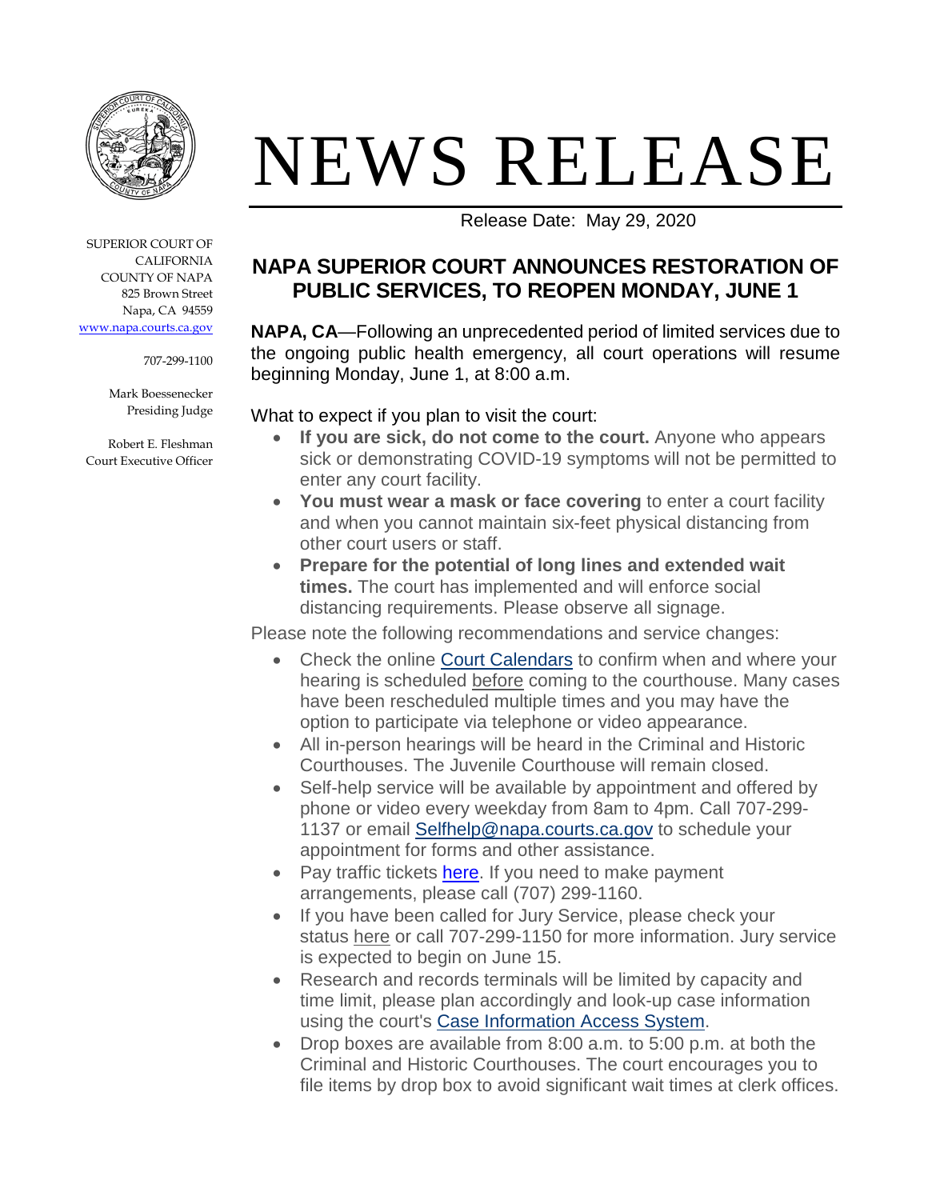# NEWS RELEASE

Release Date: May 29, 2020

SUPERIOR COURT OF CALIFORNIA
COUNTY OF NAPA
825 Brown Street
Napa, CA 94559
www.napa.courts.ca.gov

707-299-1100

Mark Boessenecker
Presiding Judge

Robert E. Fleshman
Court Executive Officer

## NAPA SUPERIOR COURT ANNOUNCES RESTORATION OF PUBLIC SERVICES, TO REOPEN MONDAY, JUNE 1

**NAPA, CA**—Following an unprecedented period of limited services due to the ongoing public health emergency, all court operations will resume beginning Monday, June 1, at 8:00 a.m.

What to expect if you plan to visit the court:

- **If you are sick, do not come to the court.** Anyone who appears sick or demonstrating COVID-19 symptoms will not be permitted to enter any court facility.
- **You must wear a mask or face covering** to enter a court facility and when you cannot maintain six-feet physical distancing from other court users or staff.
- **Prepare for the potential of long lines and extended wait times.** The court has implemented and will enforce social distancing requirements. Please observe all signage.

Please note the following recommendations and service changes:

- Check the online Court Calendars to confirm when and where your hearing is scheduled before coming to the courthouse. Many cases have been rescheduled multiple times and you may have the option to participate via telephone or video appearance.
- All in-person hearings will be heard in the Criminal and Historic Courthouses. The Juvenile Courthouse will remain closed.
- Self-help service will be available by appointment and offered by phone or video every weekday from 8am to 4pm. Call 707-299-1137 or email Selfhelp@napa.courts.ca.gov to schedule your appointment for forms and other assistance.
- Pay traffic tickets here. If you need to make payment arrangements, please call (707) 299-1160.
- If you have been called for Jury Service, please check your status here or call 707-299-1150 for more information. Jury service is expected to begin on June 15.
- Research and records terminals will be limited by capacity and time limit, please plan accordingly and look-up case information using the court's Case Information Access System.
- Drop boxes are available from 8:00 a.m. to 5:00 p.m. at both the Criminal and Historic Courthouses. The court encourages you to file items by drop box to avoid significant wait times at clerk offices.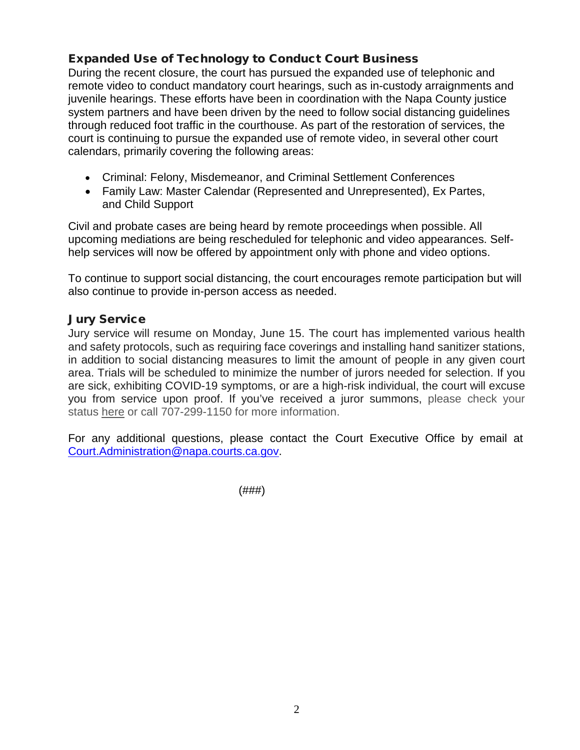## Expanded Use of Technology to Conduct Court Business

During the recent closure, the court has pursued the expanded use of telephonic and remote video to conduct mandatory court hearings, such as in-custody arraignments and juvenile hearings. These efforts have been in coordination with the Napa County justice system partners and have been driven by the need to follow social distancing guidelines through reduced foot traffic in the courthouse. As part of the restoration of services, the court is continuing to pursue the expanded use of remote video, in several other court calendars, primarily covering the following areas:

- Criminal: Felony, Misdemeanor, and Criminal Settlement Conferences
- Family Law: Master Calendar (Represented and Unrepresented), Ex Partes, and Child Support

Civil and probate cases are being heard by remote proceedings when possible. All upcoming mediations are being rescheduled for telephonic and video appearances. Self-help services will now be offered by appointment only with phone and video options.

To continue to support social distancing, the court encourages remote participation but will also continue to provide in-person access as needed.

## Jury Service

Jury service will resume on Monday, June 15. The court has implemented various health and safety protocols, such as requiring face coverings and installing hand sanitizer stations, in addition to social distancing measures to limit the amount of people in any given court area. Trials will be scheduled to minimize the number of jurors needed for selection. If you are sick, exhibiting COVID-19 symptoms, or are a high-risk individual, the court will excuse you from service upon proof. If you've received a juror summons, please check your status here or call 707-299-1150 for more information.

For any additional questions, please contact the Court Executive Office by email at Court.Administration@napa.courts.ca.gov.

(###)